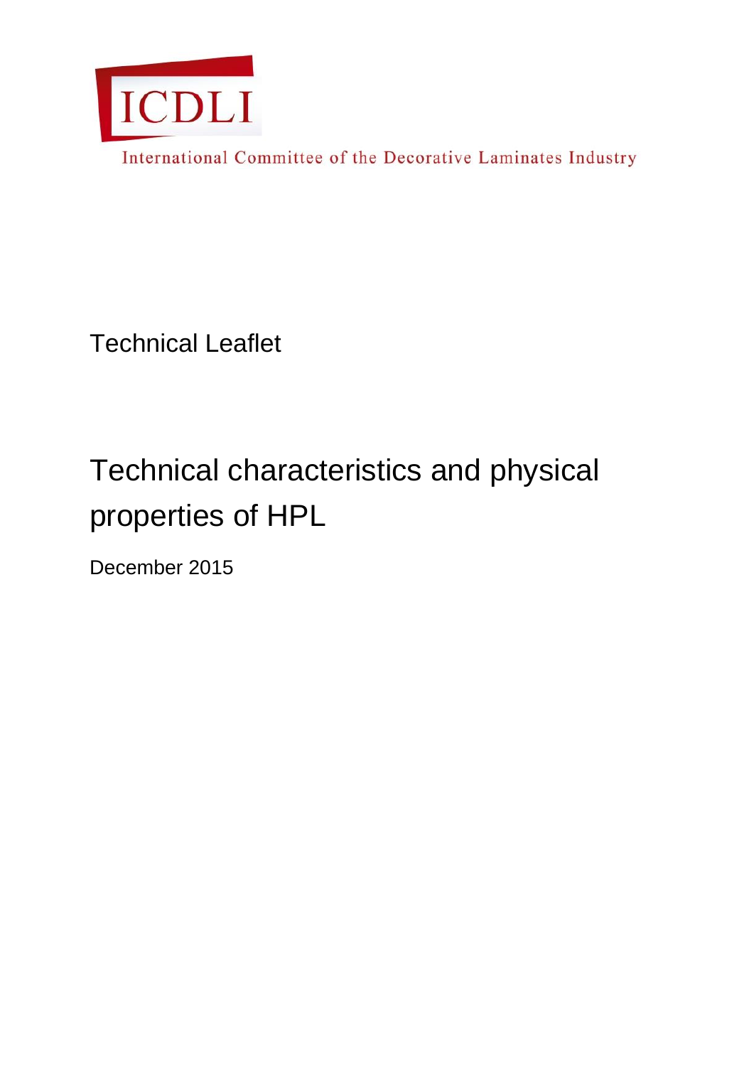ICDLI

International Committee of the Decorative Laminates Industry

Technical Leaflet

# Technical characteristics and physical properties of HPL

December 2015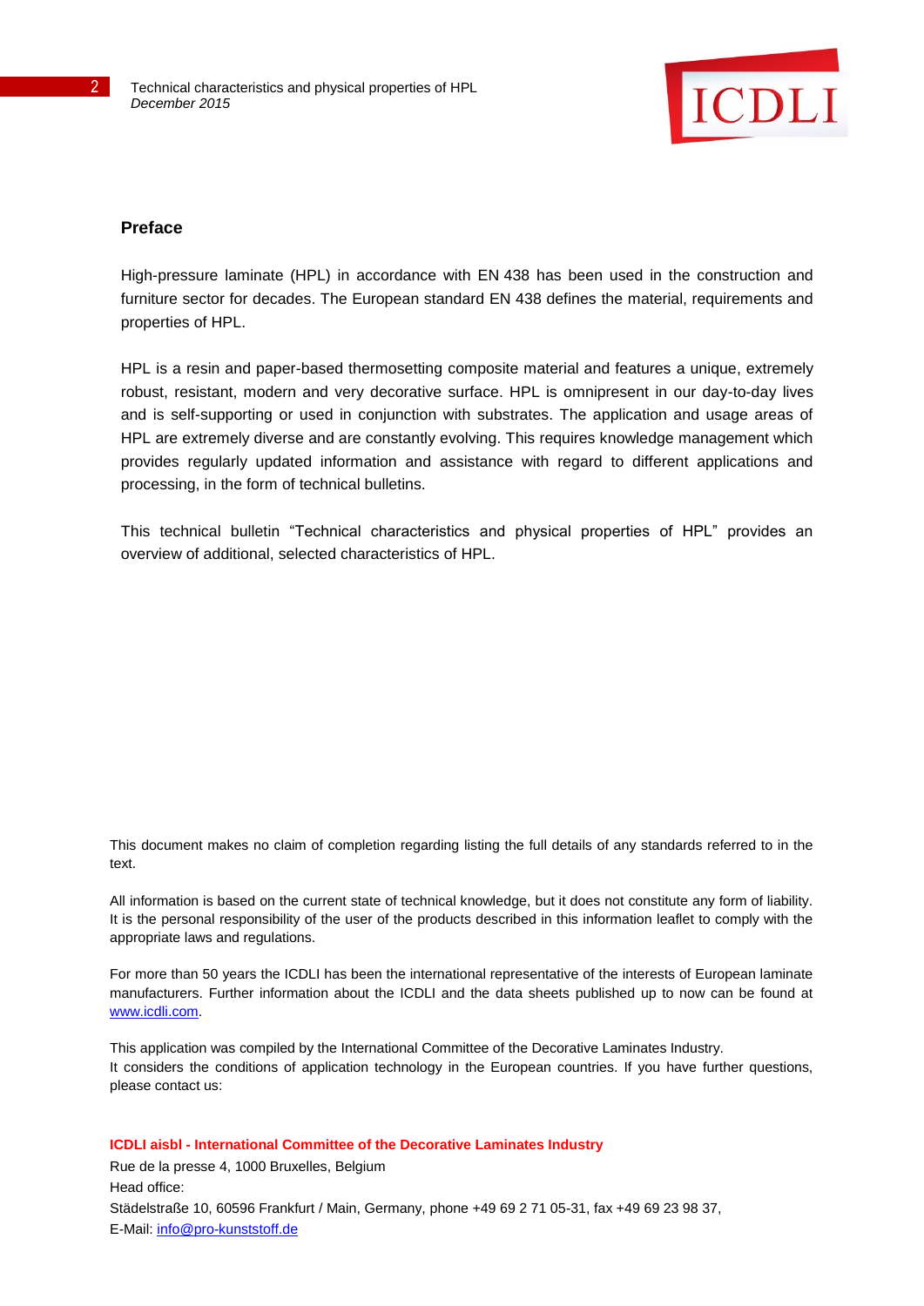## Preface

High-pressure laminate (HPL) in accordance with EN 438 has been used in the construction and furniture sector for decades. The European standard EN 438 defines the material, requirements and properties of HPL.

HPL is a resin and paper-based thermosetting composite material and features a unique, extremely robust, resistant, modern and very decorative surface. HPL is omnipresent in our day-to-day lives and is self-supporting or used in conjunction with substrates. The application and usage areas of HPL are extremely diverse and are constantly evolving. This requires knowledge management which provides regularly updated information and assistance with regard to different applications and processing, in the form of technical bulletins.

This technical bulletin “Technical characteristics and physical properties of HPL” provides an overview of additional, selected characteristics of HPL.

This document makes no claim of completion regarding listing the full details of any standards referred to in the text.

All information is based on the current state of technical knowledge, but it does not constitute any form of liability. It is the personal responsibility of the user of the products described in this information leaflet to comply with the appropriate laws and regulations.

For more than 50 years the ICDLI has been the international representative of the interests of European laminate manufacturers. Further information about the ICDLI and the data sheets published up to now can be found at [www.icdli.com](http://www.icdli.com).

This application was compiled by the International Committee of the Decorative Laminates Industry.
It considers the conditions of application technology in the European countries. If you have further questions, please contact us:

**ICDLI aisbl - International Committee of the Decorative Laminates Industry**
Rue de la presse 4, 1000 Bruxelles, Belgium
Head office:
Städelstraße 10, 60596 Frankfurt / Main, Germany, phone +49 69 2 71 05-31, fax +49 69 23 98 37,
E-Mail: [info@pro-kunststoff.de](mailto:info@pro-kunststoff.de)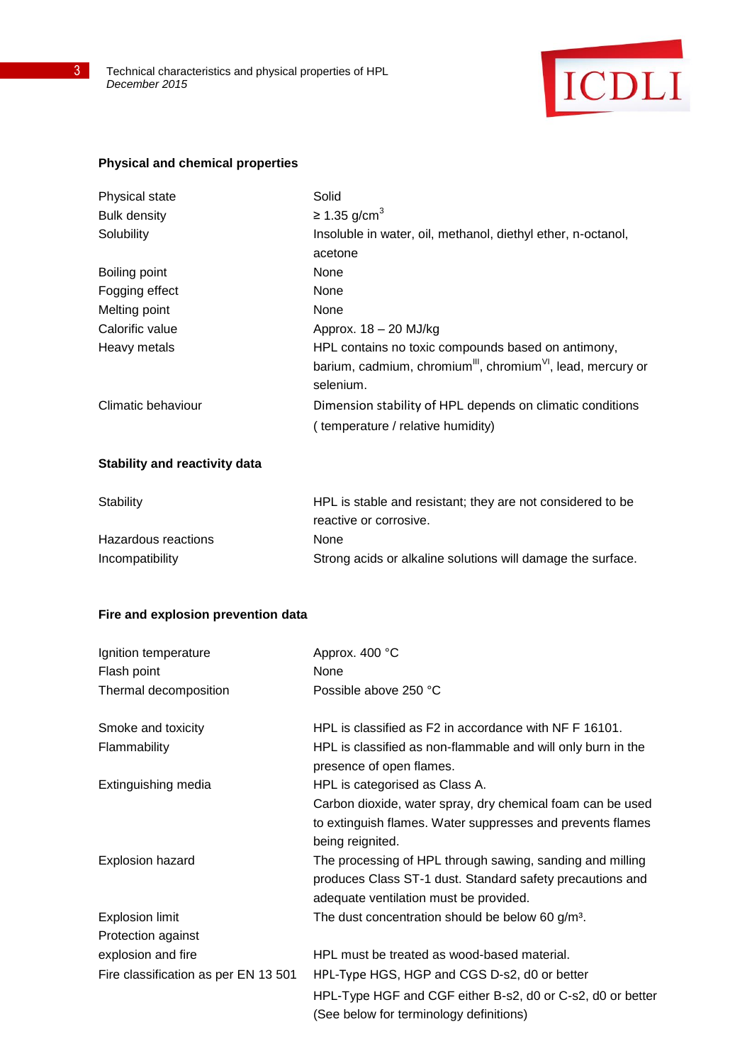## Physical and chemical properties

| | |
|---|---|
| Physical state | Solid |
| Bulk density | ≥ 1.35 g/cm$^3$ |
| Solubility | Insoluble in water, oil, methanol, diethyl ether, n-octanol, acetone |
| Boiling point | None |
| Fogging effect | None |
| Melting point | None |
| Calorific value | Approx. 18 – 20 MJ/kg |
| Heavy metals | HPL contains no toxic compounds based on antimony, barium, cadmium, chromium$^{III}$, chromium$^{VI}$, lead, mercury or selenium. |
| Climatic behaviour | Dimension stability of HPL depends on climatic conditions ( temperature / relative humidity) |

## Stability and reactivity data

| | |
|---|---|
| Stability | HPL is stable and resistant; they are not considered to be reactive or corrosive. |
| Hazardous reactions | None |
| Incompatibility | Strong acids or alkaline solutions will damage the surface. |

## Fire and explosion prevention data

| | |
|---|---|
| Ignition temperature | Approx. 400 °C |
| Flash point | None |
| Thermal decomposition | Possible above 250 °C |
| Smoke and toxicity | HPL is classified as F2 in accordance with NF F 16101. |
| Flammability | HPL is classified as non-flammable and will only burn in the presence of open flames. |
| Extinguishing media | HPL is categorised as Class A. Carbon dioxide, water spray, dry chemical foam can be used to extinguish flames. Water suppresses and prevents flames being reignited. |
| Explosion hazard | The processing of HPL through sawing, sanding and milling produces Class ST-1 dust. Standard safety precautions and adequate ventilation must be provided. |
| Explosion limit | The dust concentration should be below 60 g/m³. |
| Protection against explosion and fire | HPL must be treated as wood-based material. |
| Fire classification as per EN 13 501 | HPL-Type HGS, HGP and CGS D-s2, d0 or better<br>HPL-Type HGF and CGF either B-s2, d0 or C-s2, d0 or better (See below for terminology definitions) |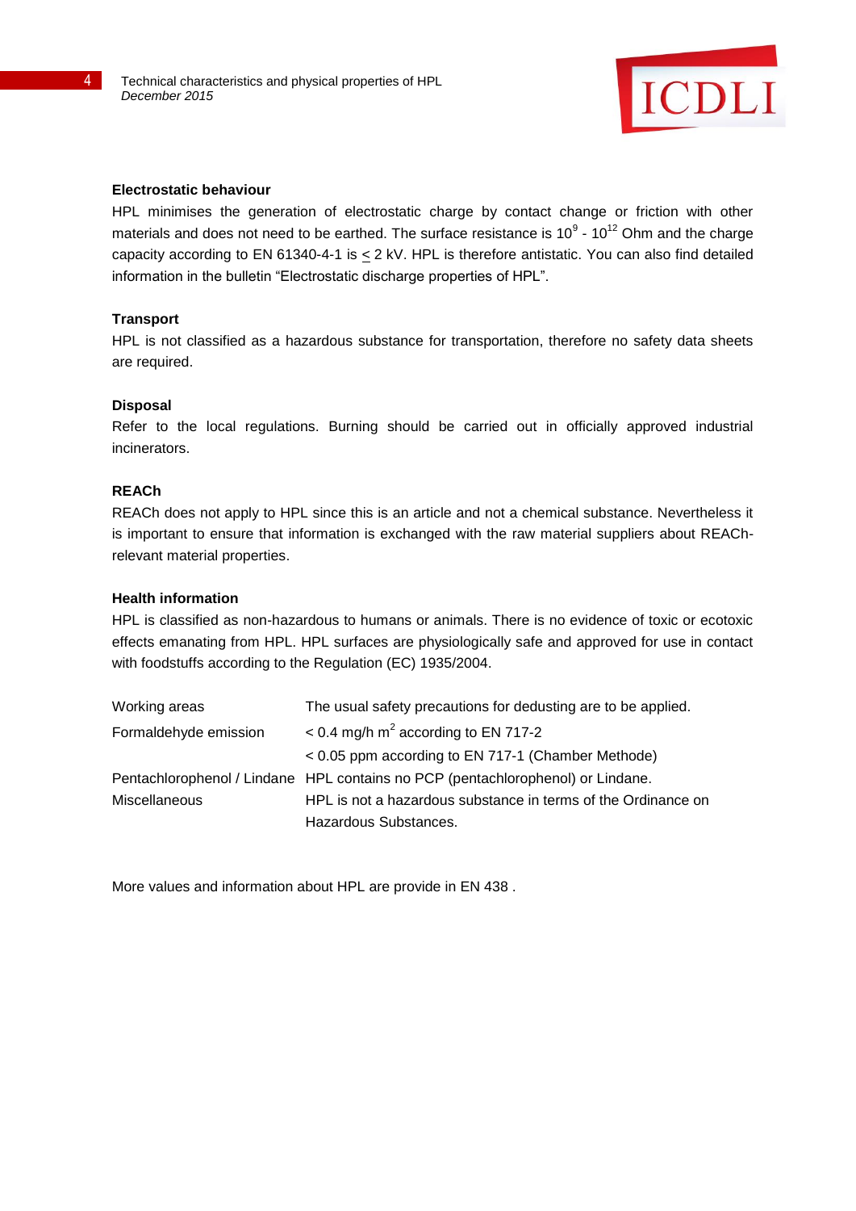**Electrostatic behaviour**

HPL minimises the generation of electrostatic charge by contact change or friction with other materials and does not need to be earthed. The surface resistance is $10^9$ - $10^{12}$ Ohm and the charge capacity according to EN 61340-4-1 is $\leq$ 2 kV. HPL is therefore antistatic. You can also find detailed information in the bulletin "Electrostatic discharge properties of HPL".

**Transport**

HPL is not classified as a hazardous substance for transportation, therefore no safety data sheets are required.

**Disposal**

Refer to the local regulations. Burning should be carried out in officially approved industrial incinerators.

**REACh**

REACh does not apply to HPL since this is an article and not a chemical substance. Nevertheless it is important to ensure that information is exchanged with the raw material suppliers about REACh-relevant material properties.

**Health information**

HPL is classified as non-hazardous to humans or animals. There is no evidence of toxic or ecotoxic effects emanating from HPL. HPL surfaces are physiologically safe and approved for use in contact with foodstuffs according to the Regulation (EC) 1935/2004.

| | |
|---|---|
| Working areas | The usual safety precautions for dedusting are to be applied. |
| Formaldehyde emission | < 0.4 mg/h $m^2$ according to EN 717-2 |
| | < 0.05 ppm according to EN 717-1 (Chamber Methode) |
| Pentachlorophenol / Lindane | HPL contains no PCP (pentachlorophenol) or Lindane. |
| Miscellaneous | HPL is not a hazardous substance in terms of the Ordinance on Hazardous Substances. |

More values and information about HPL are provide in EN 438 .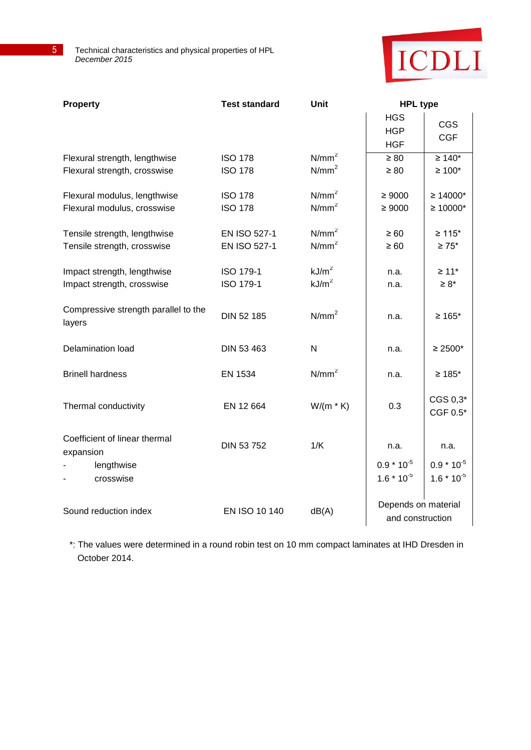| Property | Test standard | Unit | HPL type | |
|---|---|---|---|---|
| | | | HGS<br>HGP<br>HGF | CGS<br>CGF |
| Flexural strength, lengthwise | ISO 178 | $N/mm^2$ | ≥ 80 | ≥ 140* |
| Flexural strength, crosswise | ISO 178 | $N/mm^2$ | ≥ 80 | ≥ 100* |
| Flexural modulus, lengthwise | ISO 178 | $N/mm^2$ | ≥ 9000 | ≥ 14000* |
| Flexural modulus, crosswise | ISO 178 | $N/mm^2$ | ≥ 9000 | ≥ 10000* |
| Tensile strength, lengthwise | EN ISO 527-1 | $N/mm^2$ | ≥ 60 | ≥ 115* |
| Tensile strength, crosswise | EN ISO 527-1 | $N/mm^2$ | ≥ 60 | ≥ 75* |
| Impact strength, lengthwise | ISO 179-1 | $kJ/m^2$ | n.a. | ≥ 11* |
| Impact strength, crosswise | ISO 179-1 | $kJ/m^2$ | n.a. | ≥ 8* |
| Compressive strength parallel to the layers | DIN 52 185 | $N/mm^2$ | n.a. | ≥ 165* |
| Delamination load | DIN 53 463 | N | n.a. | ≥ 2500* |
| Brinell hardness | EN 1534 | $N/mm^2$ | n.a. | ≥ 185* |
| Thermal conductivity | EN 12 664 | W/(m * K) | 0.3 | CGS 0,3*<br>CGF 0.5* |
| Coefficient of linear thermal expansion | DIN 53 752 | 1/K | n.a. | n.a. |
| - lengthwise | | | $0.9 * 10^{-5}$ | $0.9 * 10^{-5}$ |
| - crosswise | | | $1.6 * 10^{-5}$ | $1.6 * 10^{-5}$ |
| Sound reduction index | EN ISO 10 140 | dB(A) | Depends on material and construction | |

*: The values were determined in a round robin test on 10 mm compact laminates at IHD Dresden in October 2014.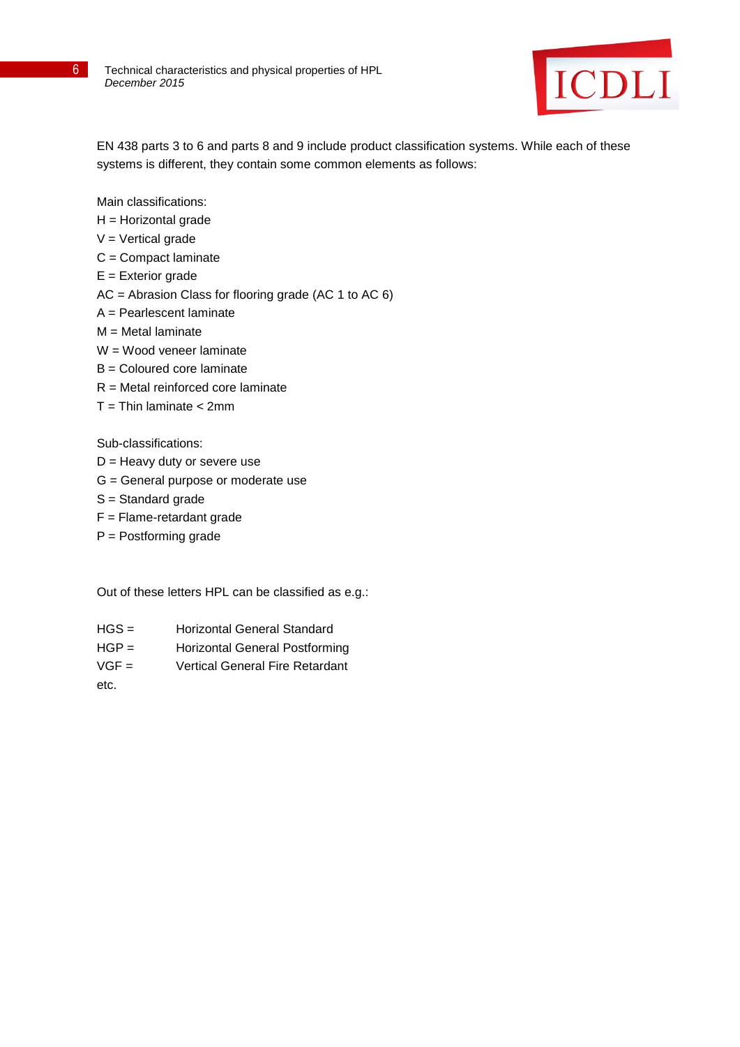EN 438 parts 3 to 6 and parts 8 and 9 include product classification systems. While each of these systems is different, they contain some common elements as follows:

Main classifications:
H = Horizontal grade
V = Vertical grade
C = Compact laminate
E = Exterior grade
AC = Abrasion Class for flooring grade (AC 1 to AC 6)
A = Pearlescent laminate
M = Metal laminate
W = Wood veneer laminate
B = Coloured core laminate
R = Metal reinforced core laminate
T = Thin laminate < 2mm

Sub-classifications:
D = Heavy duty or severe use
G = General purpose or moderate use
S = Standard grade
F = Flame-retardant grade
P = Postforming grade

Out of these letters HPL can be classified as e.g.:

| | |
|---|---|
| HGS = | Horizontal General Standard |
| HGP = | Horizontal General Postforming |
| VGF = | Vertical General Fire Retardant |

etc.